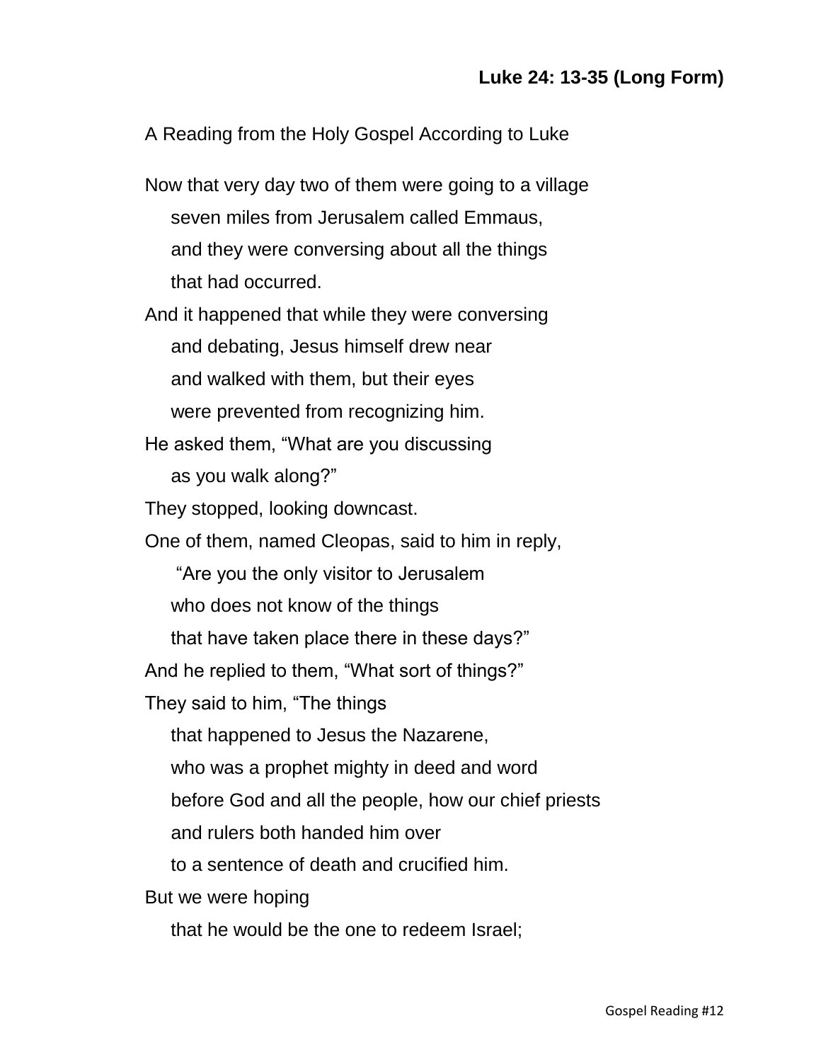**Luke 24: 13-35 (Long Form)**

A Reading from the Holy Gospel According to Luke

Now that very day two of them were going to a village
seven miles from Jerusalem called Emmaus,
and they were conversing about all the things
that had occurred.
And it happened that while they were conversing
and debating, Jesus himself drew near
and walked with them, but their eyes
were prevented from recognizing him.
He asked them, "What are you discussing
as you walk along?"
They stopped, looking downcast.
One of them, named Cleopas, said to him in reply,
"Are you the only visitor to Jerusalem
who does not know of the things
that have taken place there in these days?"
And he replied to them, "What sort of things?"
They said to him, "The things
that happened to Jesus the Nazarene,
who was a prophet mighty in deed and word
before God and all the people, how our chief priests
and rulers both handed him over
to a sentence of death and crucified him.
But we were hoping
that he would be the one to redeem Israel;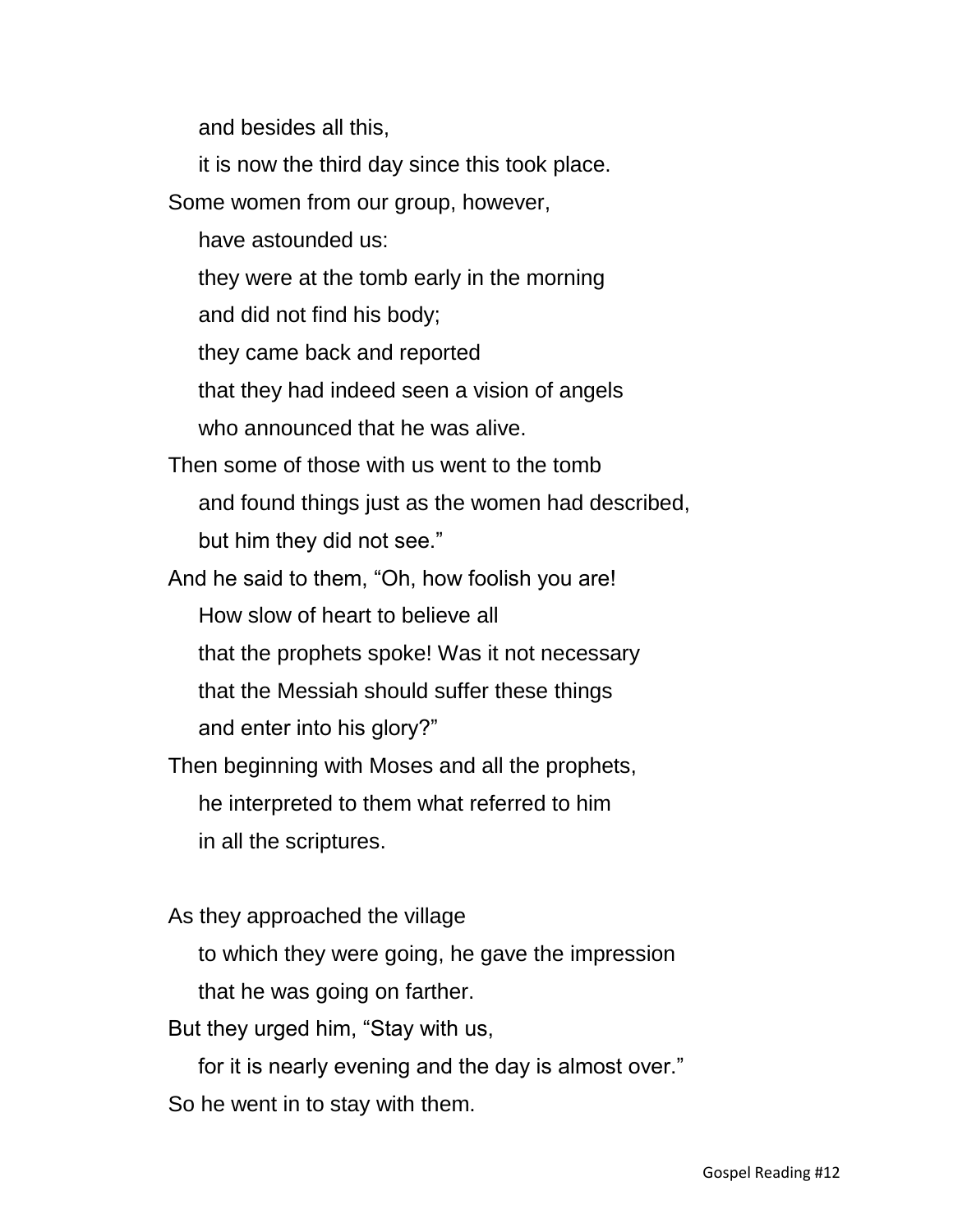and besides all this,

it is now the third day since this took place.

Some women from our group, however,

have astounded us:

they were at the tomb early in the morning

and did not find his body;

they came back and reported

that they had indeed seen a vision of angels

who announced that he was alive.

Then some of those with us went to the tomb

and found things just as the women had described,

but him they did not see."

And he said to them, "Oh, how foolish you are!

How slow of heart to believe all

that the prophets spoke! Was it not necessary

that the Messiah should suffer these things

and enter into his glory?"

Then beginning with Moses and all the prophets,

he interpreted to them what referred to him

in all the scriptures.

As they approached the village

to which they were going, he gave the impression

that he was going on farther.

But they urged him, "Stay with us,

for it is nearly evening and the day is almost over."

So he went in to stay with them.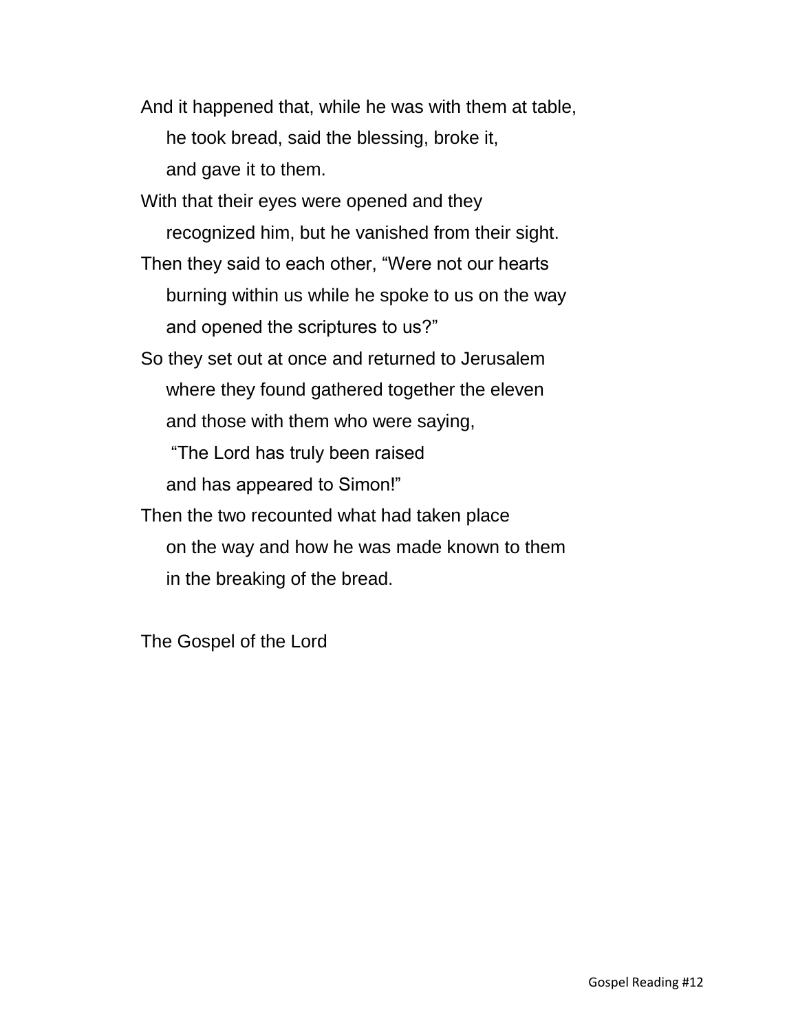And it happened that, while he was with them at table,
he took bread, said the blessing, broke it,
and gave it to them.
With that their eyes were opened and they
recognized him, but he vanished from their sight.
Then they said to each other, “Were not our hearts
burning within us while he spoke to us on the way
and opened the scriptures to us?”
So they set out at once and returned to Jerusalem
where they found gathered together the eleven
and those with them who were saying,
“The Lord has truly been raised
and has appeared to Simon!”
Then the two recounted what had taken place
on the way and how he was made known to them
in the breaking of the bread.

The Gospel of the Lord

Gospel Reading #12